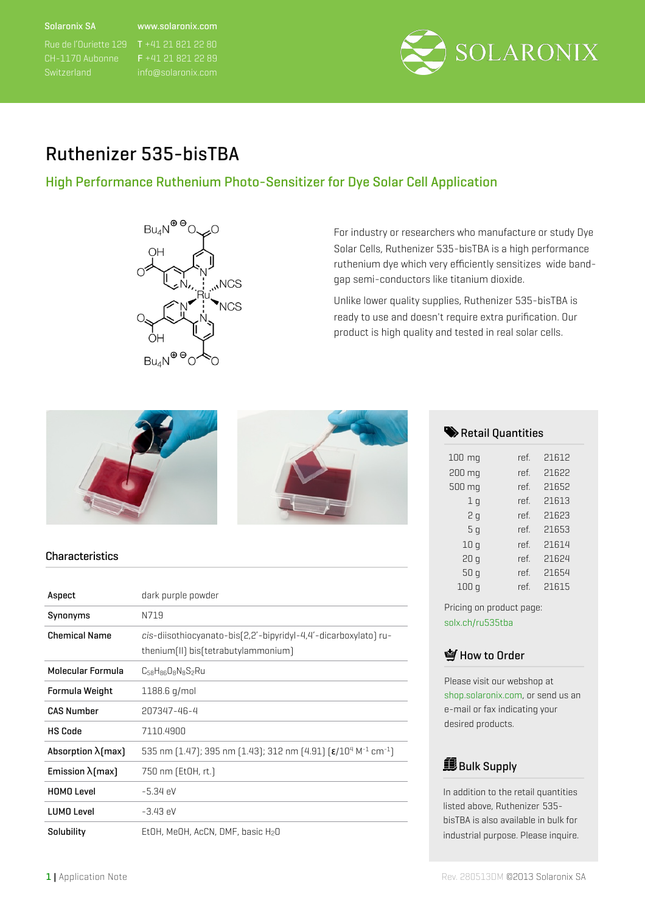Solaronix SA
Rue de l'Ouriette 129
CH-1170 Aubonne
Switzerland

www.solaronix.com
T +41 21 821 22 80
F +41 21 821 22 89
info@solaronix.com

SOLARONIX

# Ruthenizer 535-bisTBA

## High Performance Ruthenium Photo-Sensitizer for Dye Solar Cell Application

For industry or researchers who manufacture or study Dye Solar Cells, Ruthenizer 535-bisTBA is a high performance ruthenium dye which very efficiently sensitizes wide band-gap semi-conductors like titanium dioxide.

Unlike lower quality supplies, Ruthenizer 535-bisTBA is ready to use and doesn't require extra purification. Our product is high quality and tested in real solar cells.

### Characteristics

| | |
|---|---|
| **Aspect** | dark purple powder |
| **Synonyms** | N719 |
| **Chemical Name** | *cis*-diisothiocyanato-bis(2,2'-bipyridyl-4,4'-dicarboxylato) ruthenium(II) bis(tetrabutylammonium) |
| **Molecular Formula** | $C_{58}H_{86}O_8N_8S_2Ru$ |
| **Formula Weight** | 1188.6 g/mol |
| **CAS Number** | 207347-46-4 |
| **HS Code** | 7110.4900 |
| **Absorption λ(max)** | 535 nm (1.47); 395 nm (1.43); 312 nm (4.91) [$\varepsilon$/$10^4$ $M^{-1}$ $cm^{-1}$] |
| **Emission λ(max)** | 750 nm (EtOH, rt.) |
| **HOMO Level** | -5.34 eV |
| **LUMO Level** | -3.43 eV |
| **Solubility** | EtOH, MeOH, AcCN, DMF, basic $H_2O$ |

### Retail Quantities

| | | |
|---|---|---|
| 100 mg | ref. | 21612 |
| 200 mg | ref. | 21622 |
| 500 mg | ref. | 21652 |
| 1 g | ref. | 21613 |
| 2 g | ref. | 21623 |
| 5 g | ref. | 21653 |
| 10 g | ref. | 21614 |
| 20 g | ref. | 21624 |
| 50 g | ref. | 21654 |
| 100 g | ref. | 21615 |

Pricing on product page:
solx.ch/ru535tba

### How to Order

Please visit our webshop at shop.solaronix.com, or send us an e-mail or fax indicating your desired products.

### Bulk Supply

In addition to the retail quantities listed above, Ruthenizer 535-bisTBA is also available in bulk for industrial purpose. Please inquire.

Application Note

Rev. 280513DM ©2013 Solaronix SA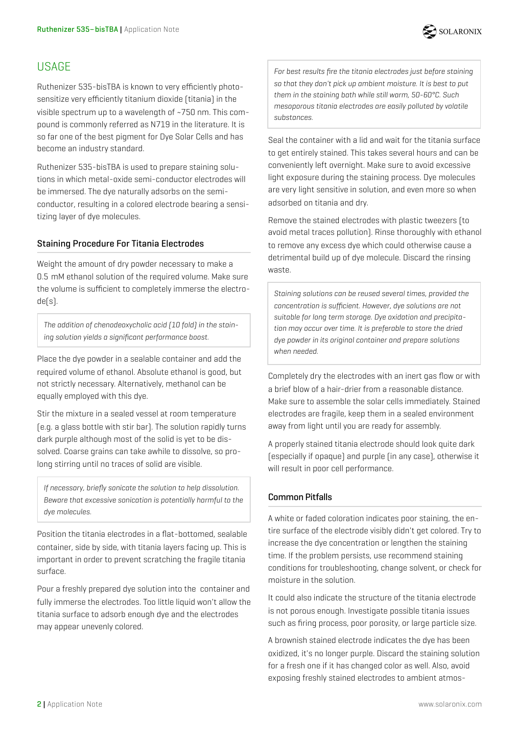## USAGE

Ruthenizer 535-bisTBA is known to very efficiently photosensitize very efficiently titanium dioxide (titania) in the visible spectrum up to a wavelength of ~750 nm. This compound is commonly referred as N719 in the literature. It is so far one of the best pigment for Dye Solar Cells and has become an industry standard.

Ruthenizer 535-bisTBA is used to prepare staining solutions in which metal-oxide semi-conductor electrodes will be immersed. The dye naturally adsorbs on the semiconductor, resulting in a colored electrode bearing a sensitizing layer of dye molecules.

### Staining Procedure For Titania Electrodes

Weight the amount of dry powder necessary to make a 0.5 mM ethanol solution of the required volume. Make sure the volume is sufficient to completely immerse the electrode(s).

> *The addition of chenodeoxycholic acid (10 fold) in the staining solution yields a significant performance boost.*

Place the dye powder in a sealable container and add the required volume of ethanol. Absolute ethanol is good, but not strictly necessary. Alternatively, methanol can be equally employed with this dye.

Stir the mixture in a sealed vessel at room temperature (e.g. a glass bottle with stir bar). The solution rapidly turns dark purple although most of the solid is yet to be dissolved. Coarse grains can take awhile to dissolve, so prolong stirring until no traces of solid are visible.

> *If necessary, briefly sonicate the solution to help dissolution. Beware that excessive sonication is potentially harmful to the dye molecules.*

Position the titania electrodes in a flat-bottomed, sealable container, side by side, with titania layers facing up. This is important in order to prevent scratching the fragile titania surface.

Pour a freshly prepared dye solution into the container and fully immerse the electrodes. Too little liquid won't allow the titania surface to adsorb enough dye and the electrodes may appear unevenly colored.

> *For best results fire the titania electrodes just before staining so that they don't pick up ambient moisture. It is best to put them in the staining bath while still warm, 50-60°C. Such mesoporous titania electrodes are easily polluted by volatile substances.*

Seal the container with a lid and wait for the titania surface to get entirely stained. This takes several hours and can be conveniently left overnight. Make sure to avoid excessive light exposure during the staining process. Dye molecules are very light sensitive in solution, and even more so when adsorbed on titania and dry.

Remove the stained electrodes with plastic tweezers (to avoid metal traces pollution). Rinse thoroughly with ethanol to remove any excess dye which could otherwise cause a detrimental build up of dye molecule. Discard the rinsing waste.

> *Staining solutions can be reused several times, provided the concentration is sufficient. However, dye solutions are not suitable for long term storage. Dye oxidation and precipitation may occur over time. It is preferable to store the dried dye powder in its original container and prepare solutions when needed.*

Completely dry the electrodes with an inert gas flow or with a brief blow of a hair-drier from a reasonable distance. Make sure to assemble the solar cells immediately. Stained electrodes are fragile, keep them in a sealed environment away from light until you are ready for assembly.

A properly stained titania electrode should look quite dark (especially if opaque) and purple (in any case), otherwise it will result in poor cell performance.

### Common Pitfalls

A white or faded coloration indicates poor staining, the entire surface of the electrode visibly didn't get colored. Try to increase the dye concentration or lengthen the staining time. If the problem persists, use recommend staining conditions for troubleshooting, change solvent, or check for moisture in the solution.

It could also indicate the structure of the titania electrode is not porous enough. Investigate possible titania issues such as firing process, poor porosity, or large particle size.

A brownish stained electrode indicates the dye has been oxidized, it's no longer purple. Discard the staining solution for a fresh one if it has changed color as well. Also, avoid exposing freshly stained electrodes to ambient atmos-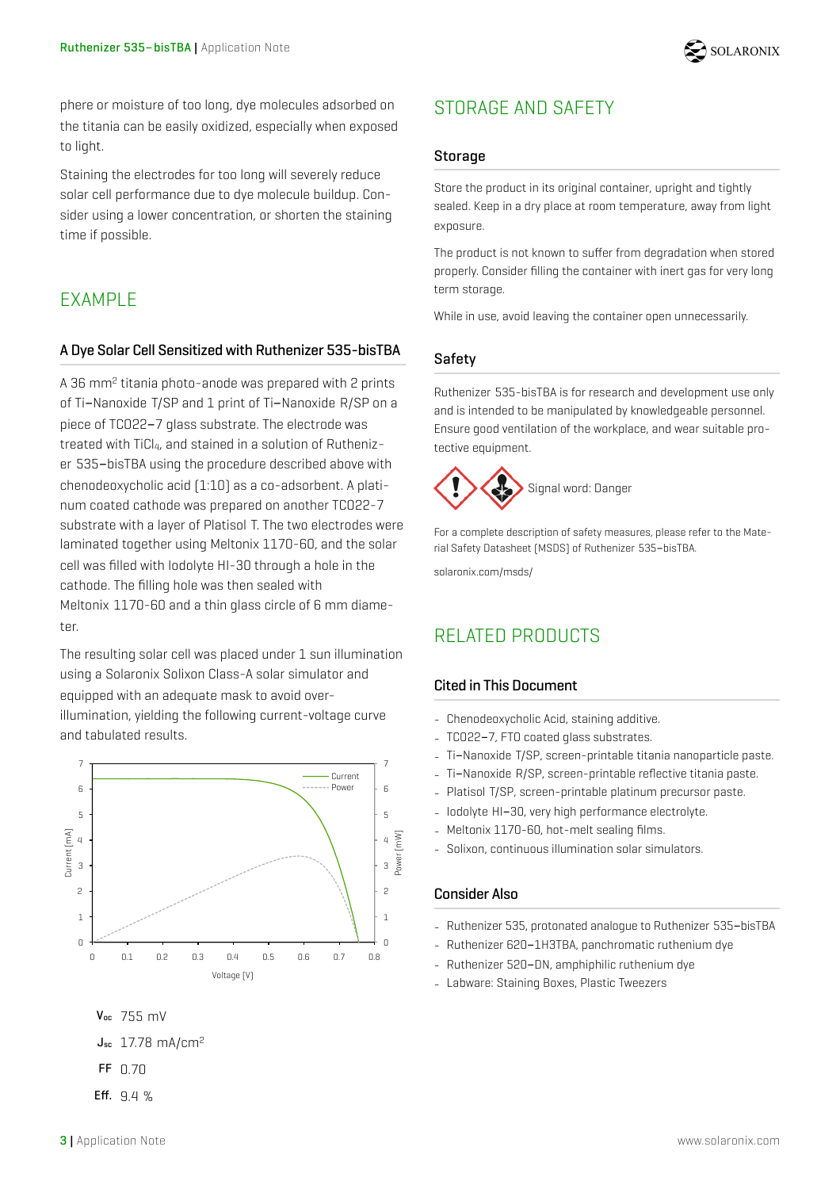phere or moisture of too long, dye molecules adsorbed on the titania can be easily oxidized, especially when exposed to light.

Staining the electrodes for too long will severely reduce solar cell performance due to dye molecule buildup. Consider using a lower concentration, or shorten the staining time if possible.

## EXAMPLE

### A Dye Solar Cell Sensitized with Ruthenizer 535-bisTBA

A 36 mm² titania photo-anode was prepared with 2 prints of Ti-Nanoxide T/SP and 1 print of Ti-Nanoxide R/SP on a piece of TCO22-7 glass substrate. The electrode was treated with $TiCl_4$, and stained in a solution of Ruthenizer 535-bisTBA using the procedure described above with chenodeoxycholic acid (1:10) as a co-adsorbent. A platinum coated cathode was prepared on another TCO22-7 substrate with a layer of Platisol T. The two electrodes were laminated together using Meltonix 1170-60, and the solar cell was filled with Iodolyte HI-30 through a hole in the cathode. The filling hole was then sealed with Meltonix 1170-60 and a thin glass circle of 6 mm diameter.

The resulting solar cell was placed under 1 sun illumination using a Solaronix Solixon Class-A solar simulator and equipped with an adequate mask to avoid over-illumination, yielding the following current-voltage curve and tabulated results.

| | |
|---|---|
| $V_{oc}$ | 755 mV |
| $J_{sc}$ | 17.78 mA/cm² |
| FF | 0.70 |
| Eff. | 9.4 % |

## STORAGE AND SAFETY

### Storage

Store the product in its original container, upright and tightly sealed. Keep in a dry place at room temperature, away from light exposure.

The product is not known to suffer from degradation when stored properly. Consider filling the container with inert gas for very long term storage.

While in use, avoid leaving the container open unnecessarily.

### Safety

Ruthenizer 535-bisTBA is for research and development use only and is intended to be manipulated by knowledgeable personnel. Ensure good ventilation of the workplace, and wear suitable protective equipment.

Signal word: Danger

For a complete description of safety measures, please refer to the Material Safety Datasheet (MSDS) of Ruthenizer 535-bisTBA.

solaronix.com/msds/

## RELATED PRODUCTS

### Cited in This Document

- Chenodeoxycholic Acid, staining additive.
- TCO22-7, FTO coated glass substrates.
- Ti-Nanoxide T/SP, screen-printable titania nanoparticle paste.
- Ti-Nanoxide R/SP, screen-printable reflective titania paste.
- Platisol T/SP, screen-printable platinum precursor paste.
- Iodolyte HI-30, very high performance electrolyte.
- Meltonix 1170-60, hot-melt sealing films.
- Solixon, continuous illumination solar simulators.

### Consider Also

- Ruthenizer 535, protonated analogue to Ruthenizer 535-bisTBA
- Ruthenizer 620-1H3TBA, panchromatic ruthenium dye
- Ruthenizer 520-DN, amphiphilic ruthenium dye
- Labware: Staining Boxes, Plastic Tweezers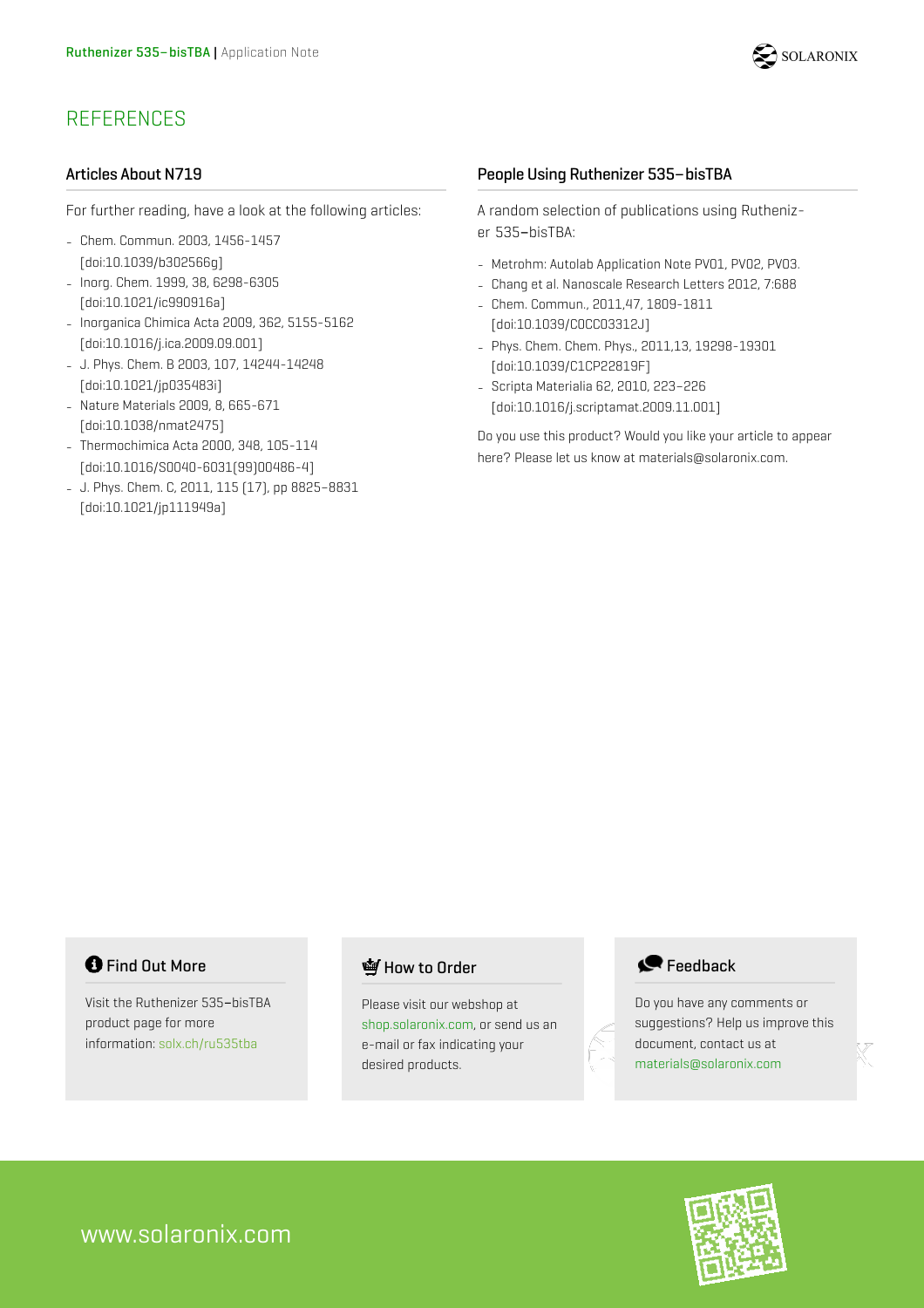# REFERENCES

## Articles About N719

For further reading, have a look at the following articles:

- Chem. Commun. 2003, 1456-1457 [doi:10.1039/b302566g]
- Inorg. Chem. 1999, 38, 6298-6305 [doi:10.1021/ic990916a]
- Inorganica Chimica Acta 2009, 362, 5155-5162 [doi:10.1016/j.ica.2009.09.001]
- J. Phys. Chem. B 2003, 107, 14244-14248 [doi:10.1021/jp035483i]
- Nature Materials 2009, 8, 665-671 [doi:10.1038/nmat2475]
- Thermochimica Acta 2000, 348, 105-114 [doi:10.1016/S0040-6031(99)00486-4]
- J. Phys. Chem. C, 2011, 115 (17), pp 8825–8831 [doi:10.1021/jp111949a]

## People Using Ruthenizer 535–bisTBA

A random selection of publications using Ruthenizer 535–bisTBA:

- Metrohm: Autolab Application Note PV01, PV02, PV03.
- Chang et al. Nanoscale Research Letters 2012, 7:688
- Chem. Commun., 2011,47, 1809-1811 [doi:10.1039/C0CC03312J]
- Phys. Chem. Chem. Phys., 2011,13, 19298-19301 [doi:10.1039/C1CP22819F]
- Scripta Materialia 62, 2010, 223–226 [doi:10.1016/j.scriptamat.2009.11.001]

Do you use this product? Would you like your article to appear here? Please let us know at materials@solaronix.com.

### Find Out More

Visit the Ruthenizer 535–bisTBA product page for more information: solx.ch/ru535tba

### How to Order

Please visit our webshop at shop.solaronix.com, or send us an e-mail or fax indicating your desired products.

### Feedback

Do you have any comments or suggestions? Help us improve this document, contact us at materials@solaronix.com

www.solaronix.com